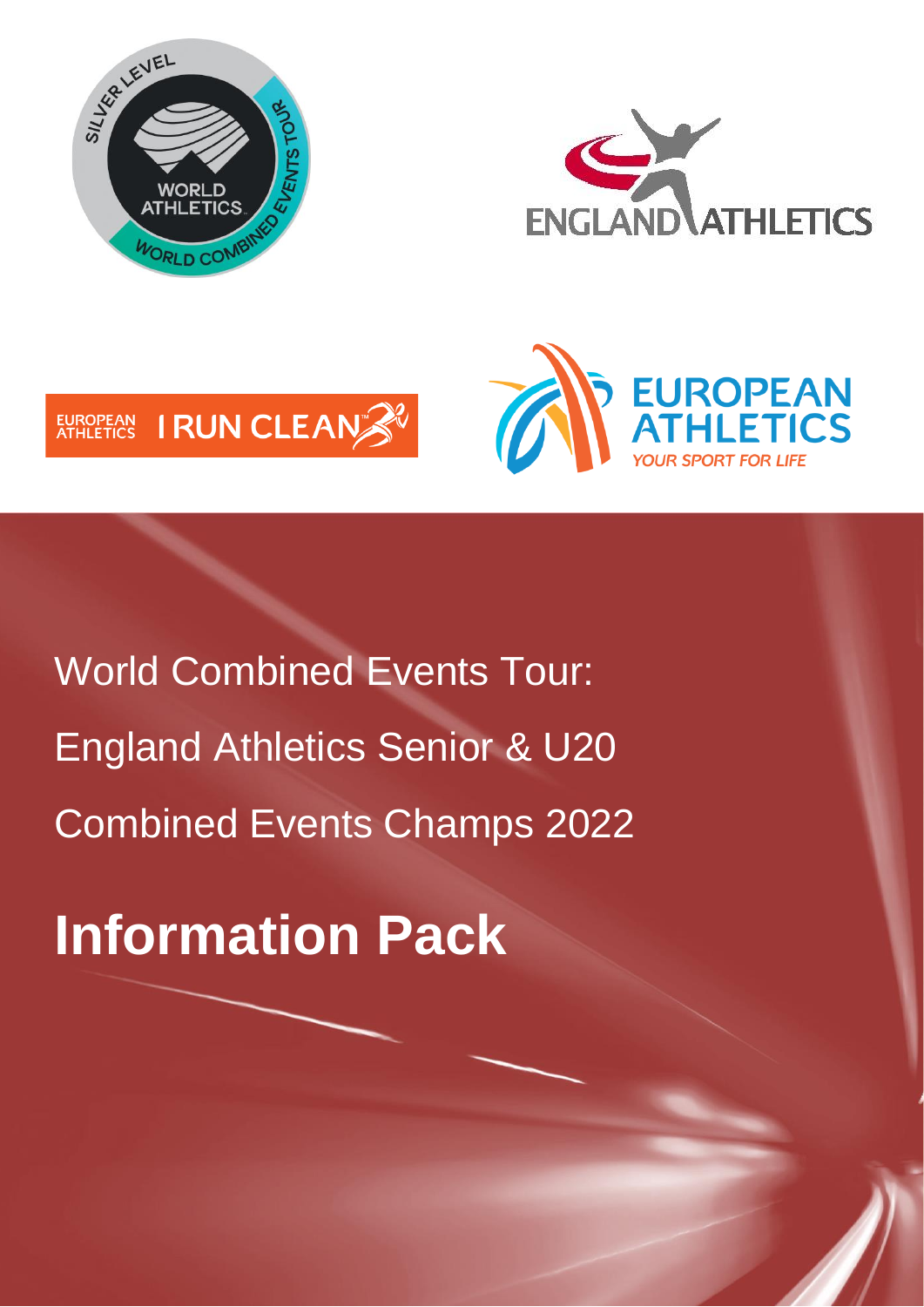World Combined Events Tour:

England Athletics Senior & U20

Combined Events Champs 2022

# Information Pack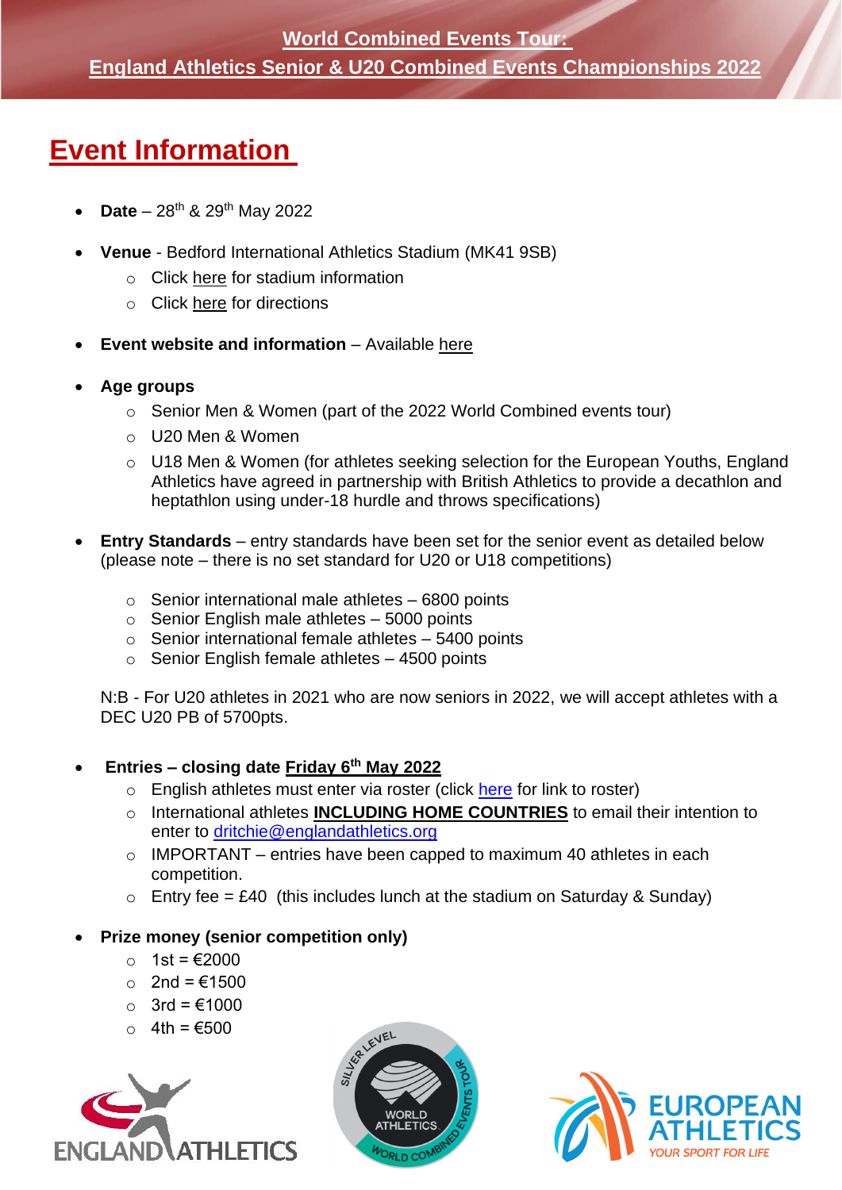**World Combined Events Tour:**

**England Athletics Senior & U20 Combined Events Championships 2022**

# Event Information

- **Date** – 28th & 29th May 2022
- **Venue** - Bedford International Athletics Stadium (MK41 9SB)
  - Click here for stadium information
  - Click here for directions
- **Event website and information** – Available here
- **Age groups**
  - Senior Men & Women (part of the 2022 World Combined events tour)
  - U20 Men & Women
  - U18 Men & Women (for athletes seeking selection for the European Youths, England Athletics have agreed in partnership with British Athletics to provide a decathlon and heptathlon using under-18 hurdle and throws specifications)
- **Entry Standards** – entry standards have been set for the senior event as detailed below (please note – there is no set standard for U20 or U18 competitions)
  - Senior international male athletes – 6800 points
  - Senior English male athletes – 5000 points
  - Senior international female athletes – 5400 points
  - Senior English female athletes – 4500 points

  N:B - For U20 athletes in 2021 who are now seniors in 2022, we will accept athletes with a DEC U20 PB of 5700pts.

- **Entries – closing date Friday 6th May 2022**
  - English athletes must enter via roster (click here for link to roster)
  - International athletes **INCLUDING HOME COUNTRIES** to email their intention to enter to dritchie@englandathletics.org
  - IMPORTANT – entries have been capped to maximum 40 athletes in each competition.
  - Entry fee = £40 (this includes lunch at the stadium on Saturday & Sunday)
- **Prize money (senior competition only)**
  - 1st = €2000
  - 2nd = €1500
  - 3rd = €1000
  - 4th = €500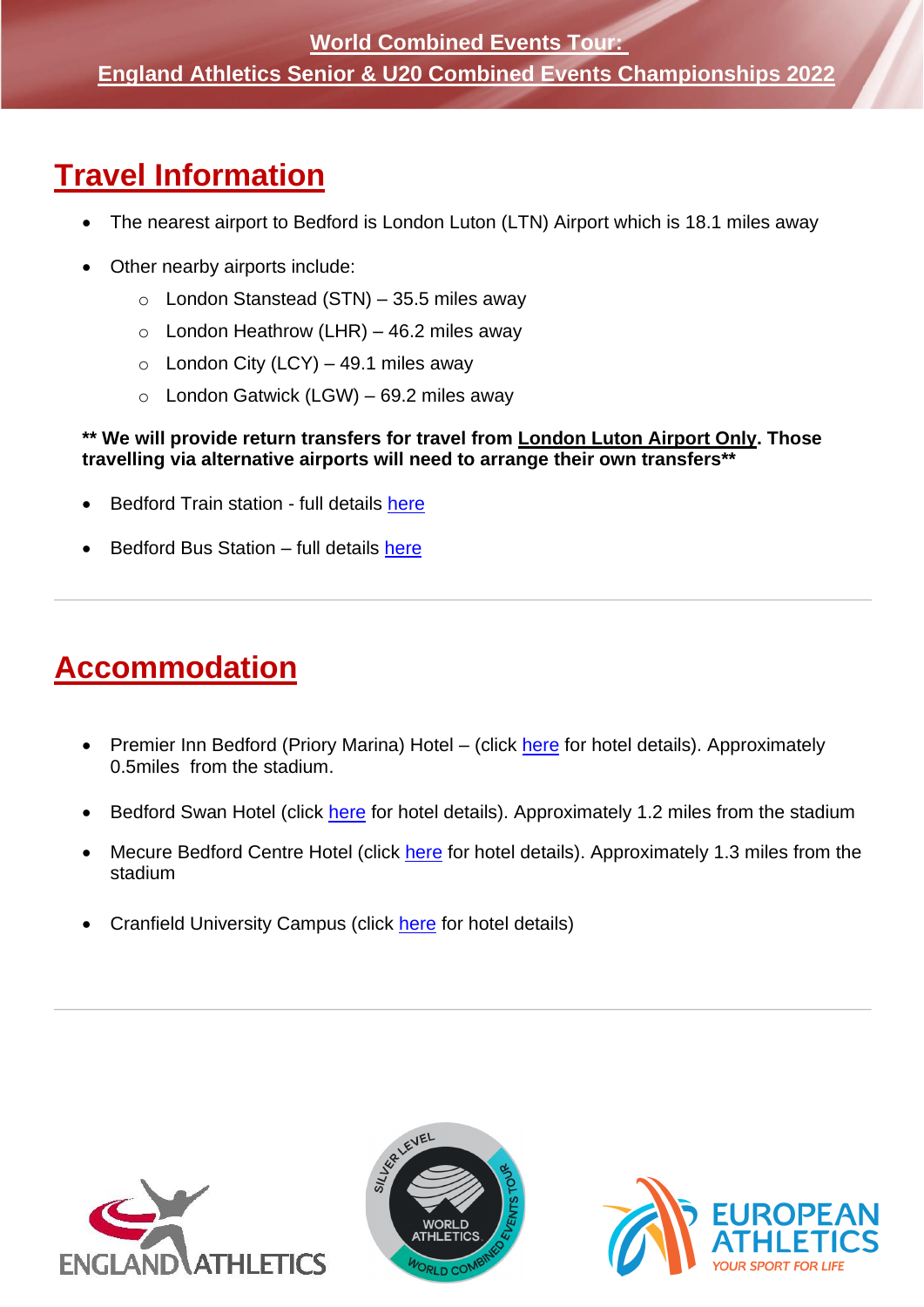**World Combined Events Tour:**
**England Athletics Senior & U20 Combined Events Championships 2022**

# Travel Information

- The nearest airport to Bedford is London Luton (LTN) Airport which is 18.1 miles away
- Other nearby airports include:
  - London Stanstead (STN) – 35.5 miles away
  - London Heathrow (LHR) – 46.2 miles away
  - London City (LCY) – 49.1 miles away
  - London Gatwick (LGW) – 69.2 miles away

**** We will provide return transfers for travel from London Luton Airport Only. Those travelling via alternative airports will need to arrange their own transfers****

- Bedford Train station - full details here
- Bedford Bus Station – full details here

---

# Accommodation

- Premier Inn Bedford (Priory Marina) Hotel – (click here for hotel details). Approximately 0.5miles from the stadium.
- Bedford Swan Hotel (click here for hotel details). Approximately 1.2 miles from the stadium
- Mecure Bedford Centre Hotel (click here for hotel details). Approximately 1.3 miles from the stadium
- Cranfield University Campus (click here for hotel details)

---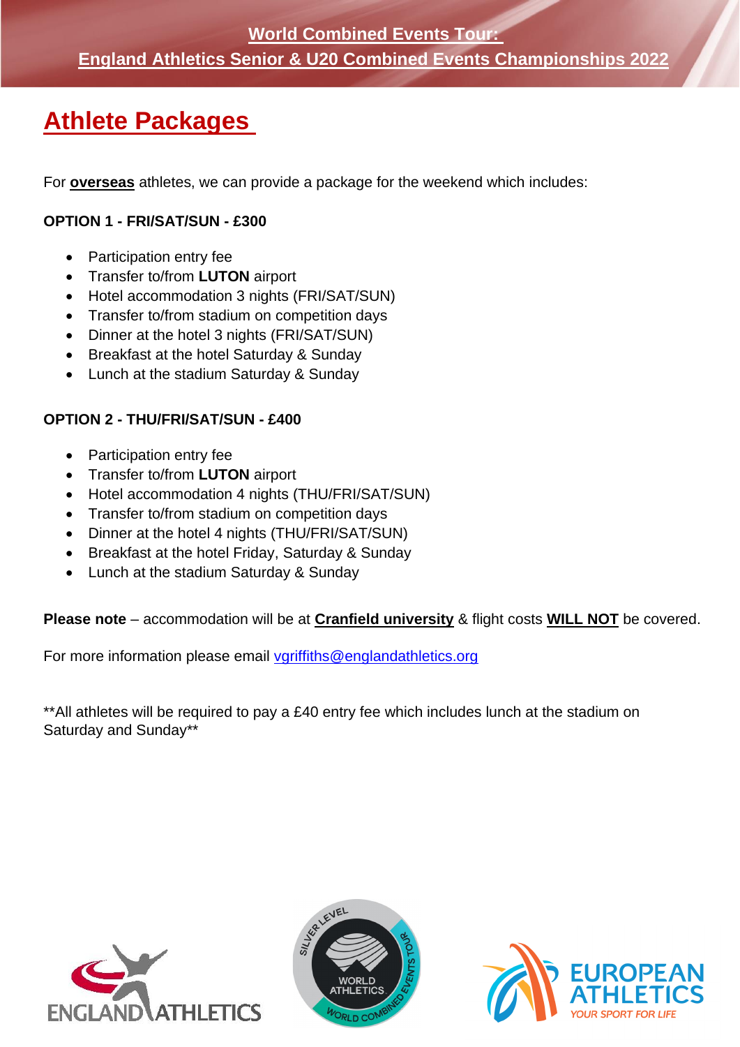**World Combined Events Tour:**
**England Athletics Senior & U20 Combined Events Championships 2022**

# Athlete Packages

For **overseas** athletes, we can provide a package for the weekend which includes:

**OPTION 1 - FRI/SAT/SUN - £300**

- Participation entry fee
- Transfer to/from **LUTON** airport
- Hotel accommodation 3 nights (FRI/SAT/SUN)
- Transfer to/from stadium on competition days
- Dinner at the hotel 3 nights (FRI/SAT/SUN)
- Breakfast at the hotel Saturday & Sunday
- Lunch at the stadium Saturday & Sunday

**OPTION 2 - THU/FRI/SAT/SUN - £400**

- Participation entry fee
- Transfer to/from **LUTON** airport
- Hotel accommodation 4 nights (THU/FRI/SAT/SUN)
- Transfer to/from stadium on competition days
- Dinner at the hotel 4 nights (THU/FRI/SAT/SUN)
- Breakfast at the hotel Friday, Saturday & Sunday
- Lunch at the stadium Saturday & Sunday

**Please note** – accommodation will be at **Cranfield university** & flight costs **WILL NOT** be covered.

For more information please email vgriffiths@englandathletics.org

**All athletes will be required to pay a £40 entry fee which includes lunch at the stadium on Saturday and Sunday**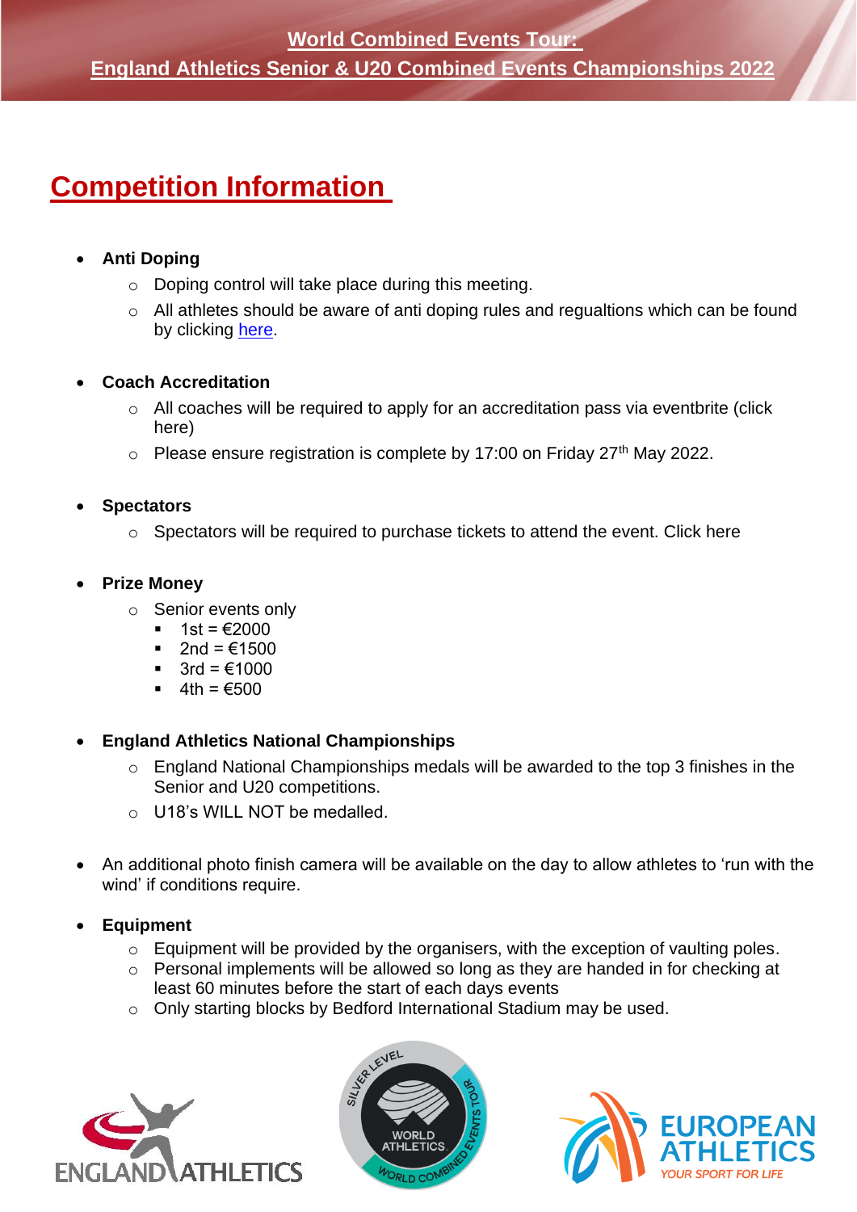# World Combined Events Tour:
# England Athletics Senior & U20 Combined Events Championships 2022

## Competition Information

- **Anti Doping**
  - Doping control will take place during this meeting.
  - All athletes should be aware of anti doping rules and regualtions which can be found by clicking here.

- **Coach Accreditation**
  - All coaches will be required to apply for an accreditation pass via eventbrite (click here)
  - Please ensure registration is complete by 17:00 on Friday 27th May 2022.

- **Spectators**
  - Spectators will be required to purchase tickets to attend the event. Click here

- **Prize Money**
  - Senior events only
    - 1st = €2000
    - 2nd = €1500
    - 3rd = €1000
    - 4th = €500

- **England Athletics National Championships**
  - England National Championships medals will be awarded to the top 3 finishes in the Senior and U20 competitions.
  - U18's WILL NOT be medalled.

- An additional photo finish camera will be available on the day to allow athletes to 'run with the wind' if conditions require.

- **Equipment**
  - Equipment will be provided by the organisers, with the exception of vaulting poles.
  - Personal implements will be allowed so long as they are handed in for checking at least 60 minutes before the start of each days events
  - Only starting blocks by Bedford International Stadium may be used.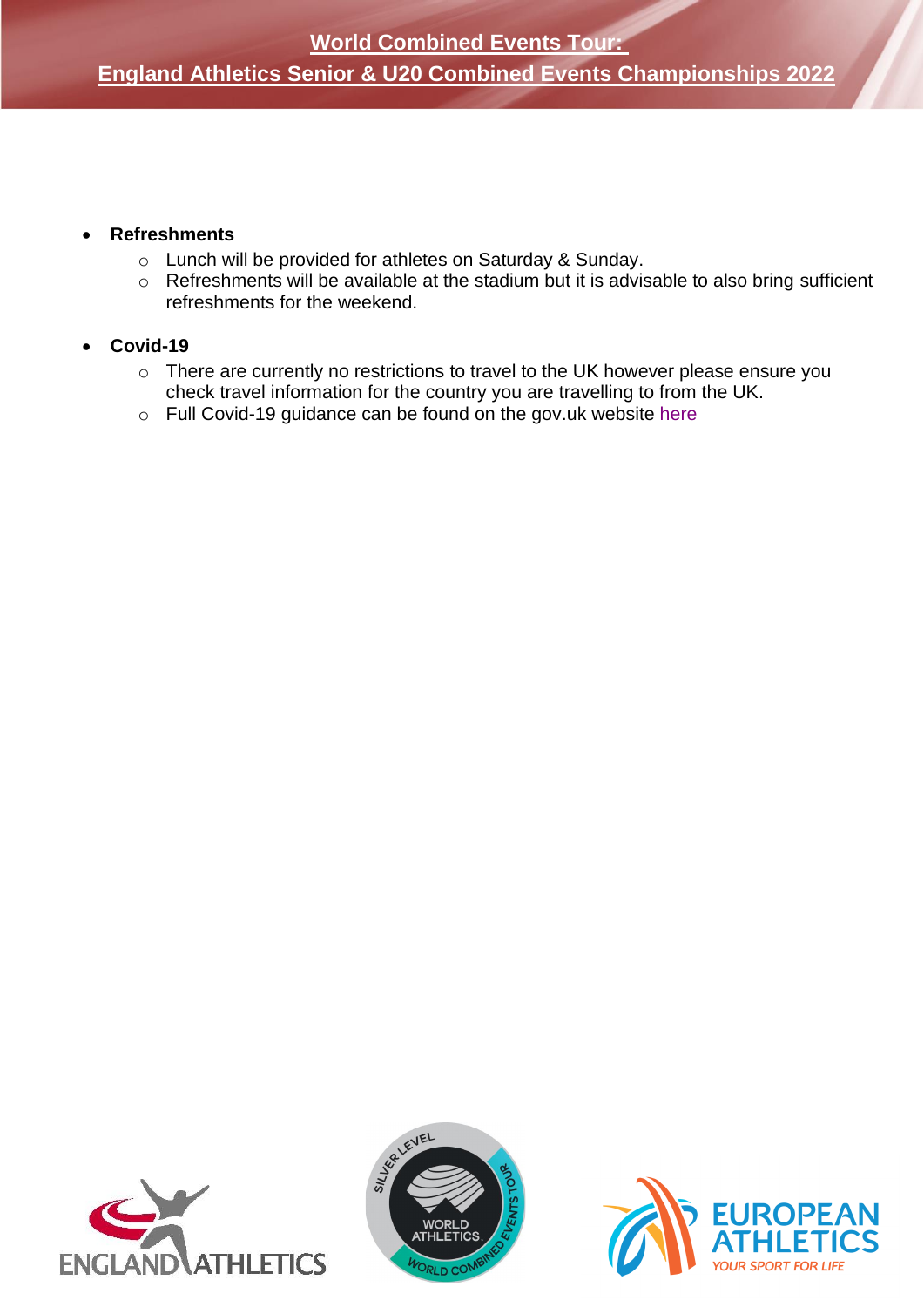- **Refreshments**
  - Lunch will be provided for athletes on Saturday & Sunday.
  - Refreshments will be available at the stadium but it is advisable to also bring sufficient refreshments for the weekend.

- **Covid-19**
  - There are currently no restrictions to travel to the UK however please ensure you check travel information for the country you are travelling to from the UK.
  - Full Covid-19 guidance can be found on the gov.uk website here